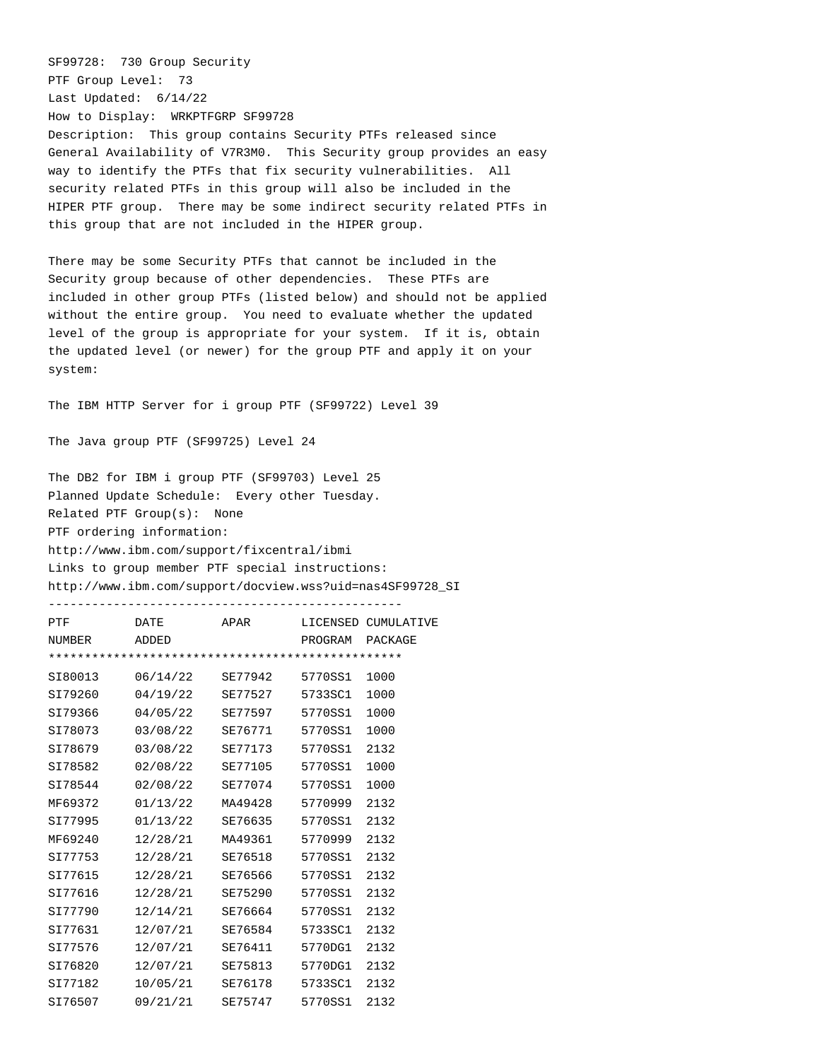SF99728: 730 Group Security
PTF Group Level: 73
Last Updated: 6/14/22
How to Display: WRKPTFGRP SF99728
Description: This group contains Security PTFs released since General Availability of V7R3M0. This Security group provides an easy way to identify the PTFs that fix security vulnerabilities. All security related PTFs in this group will also be included in the HIPER PTF group. There may be some indirect security related PTFs in this group that are not included in the HIPER group.

There may be some Security PTFs that cannot be included in the Security group because of other dependencies. These PTFs are included in other group PTFs (listed below) and should not be applied without the entire group. You need to evaluate whether the updated level of the group is appropriate for your system. If it is, obtain the updated level (or newer) for the group PTF and apply it on your system:

The IBM HTTP Server for i group PTF (SF99722) Level 39

The Java group PTF (SF99725) Level 24

The DB2 for IBM i group PTF (SF99703) Level 25
Planned Update Schedule: Every other Tuesday.
Related PTF Group(s): None
PTF ordering information:
http://www.ibm.com/support/fixcentral/ibmi
Links to group member PTF special instructions:
http://www.ibm.com/support/docview.wss?uid=nas4SF99728_SI

| PTF NUMBER | DATE ADDED | APAR | LICENSED PROGRAM | CUMULATIVE PACKAGE |
|---|---|---|---|---|
| SI80013 | 06/14/22 | SE77942 | 5770SS1 | 1000 |
| SI79260 | 04/19/22 | SE77527 | 5733SC1 | 1000 |
| SI79366 | 04/05/22 | SE77597 | 5770SS1 | 1000 |
| SI78073 | 03/08/22 | SE76771 | 5770SS1 | 1000 |
| SI78679 | 03/08/22 | SE77173 | 5770SS1 | 2132 |
| SI78582 | 02/08/22 | SE77105 | 5770SS1 | 1000 |
| SI78544 | 02/08/22 | SE77074 | 5770SS1 | 1000 |
| MF69372 | 01/13/22 | MA49428 | 5770999 | 2132 |
| SI77995 | 01/13/22 | SE76635 | 5770SS1 | 2132 |
| MF69240 | 12/28/21 | MA49361 | 5770999 | 2132 |
| SI77753 | 12/28/21 | SE76518 | 5770SS1 | 2132 |
| SI77615 | 12/28/21 | SE76566 | 5770SS1 | 2132 |
| SI77616 | 12/28/21 | SE75290 | 5770SS1 | 2132 |
| SI77790 | 12/14/21 | SE76664 | 5770SS1 | 2132 |
| SI77631 | 12/07/21 | SE76584 | 5733SC1 | 2132 |
| SI77576 | 12/07/21 | SE76411 | 5770DG1 | 2132 |
| SI76820 | 12/07/21 | SE75813 | 5770DG1 | 2132 |
| SI77182 | 10/05/21 | SE76178 | 5733SC1 | 2132 |
| SI76507 | 09/21/21 | SE75747 | 5770SS1 | 2132 |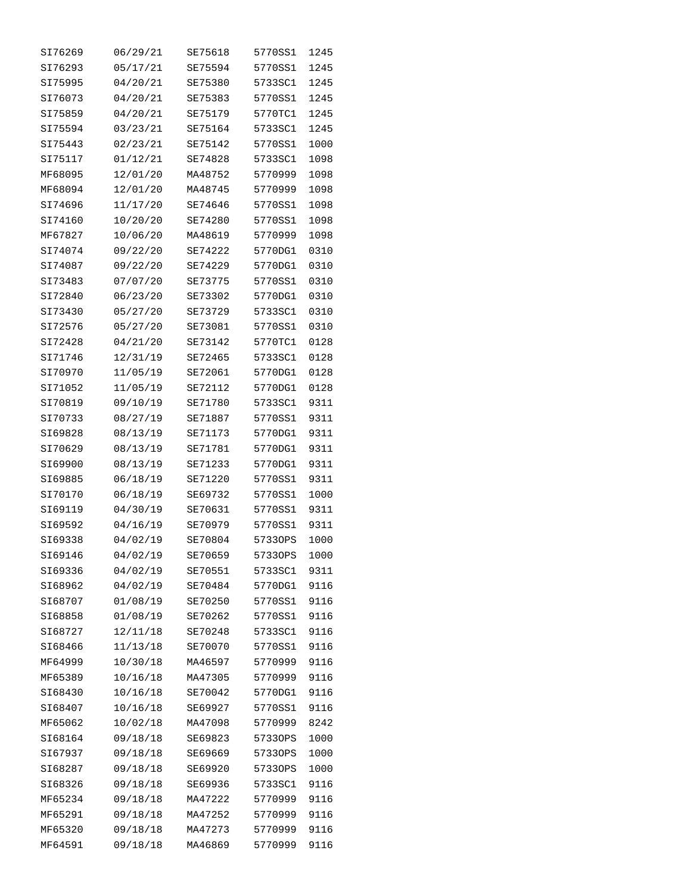| | | | | |
|---|---|---|---|---|
| SI76269 | 06/29/21 | SE75618 | 5770SS1 | 1245 |
| SI76293 | 05/17/21 | SE75594 | 5770SS1 | 1245 |
| SI75995 | 04/20/21 | SE75380 | 5733SC1 | 1245 |
| SI76073 | 04/20/21 | SE75383 | 5770SS1 | 1245 |
| SI75859 | 04/20/21 | SE75179 | 5770TC1 | 1245 |
| SI75594 | 03/23/21 | SE75164 | 5733SC1 | 1245 |
| SI75443 | 02/23/21 | SE75142 | 5770SS1 | 1000 |
| SI75117 | 01/12/21 | SE74828 | 5733SC1 | 1098 |
| MF68095 | 12/01/20 | MA48752 | 5770999 | 1098 |
| MF68094 | 12/01/20 | MA48745 | 5770999 | 1098 |
| SI74696 | 11/17/20 | SE74646 | 5770SS1 | 1098 |
| SI74160 | 10/20/20 | SE74280 | 5770SS1 | 1098 |
| MF67827 | 10/06/20 | MA48619 | 5770999 | 1098 |
| SI74074 | 09/22/20 | SE74222 | 5770DG1 | 0310 |
| SI74087 | 09/22/20 | SE74229 | 5770DG1 | 0310 |
| SI73483 | 07/07/20 | SE73775 | 5770SS1 | 0310 |
| SI72840 | 06/23/20 | SE73302 | 5770DG1 | 0310 |
| SI73430 | 05/27/20 | SE73729 | 5733SC1 | 0310 |
| SI72576 | 05/27/20 | SE73081 | 5770SS1 | 0310 |
| SI72428 | 04/21/20 | SE73142 | 5770TC1 | 0128 |
| SI71746 | 12/31/19 | SE72465 | 5733SC1 | 0128 |
| SI70970 | 11/05/19 | SE72061 | 5770DG1 | 0128 |
| SI71052 | 11/05/19 | SE72112 | 5770DG1 | 0128 |
| SI70819 | 09/10/19 | SE71780 | 5733SC1 | 9311 |
| SI70733 | 08/27/19 | SE71887 | 5770SS1 | 9311 |
| SI69828 | 08/13/19 | SE71173 | 5770DG1 | 9311 |
| SI70629 | 08/13/19 | SE71781 | 5770DG1 | 9311 |
| SI69900 | 08/13/19 | SE71233 | 5770DG1 | 9311 |
| SI69885 | 06/18/19 | SE71220 | 5770SS1 | 9311 |
| SI70170 | 06/18/19 | SE69732 | 5770SS1 | 1000 |
| SI69119 | 04/30/19 | SE70631 | 5770SS1 | 9311 |
| SI69592 | 04/16/19 | SE70979 | 5770SS1 | 9311 |
| SI69338 | 04/02/19 | SE70804 | 5733OPS | 1000 |
| SI69146 | 04/02/19 | SE70659 | 5733OPS | 1000 |
| SI69336 | 04/02/19 | SE70551 | 5733SC1 | 9311 |
| SI68962 | 04/02/19 | SE70484 | 5770DG1 | 9116 |
| SI68707 | 01/08/19 | SE70250 | 5770SS1 | 9116 |
| SI68858 | 01/08/19 | SE70262 | 5770SS1 | 9116 |
| SI68727 | 12/11/18 | SE70248 | 5733SC1 | 9116 |
| SI68466 | 11/13/18 | SE70070 | 5770SS1 | 9116 |
| MF64999 | 10/30/18 | MA46597 | 5770999 | 9116 |
| MF65389 | 10/16/18 | MA47305 | 5770999 | 9116 |
| SI68430 | 10/16/18 | SE70042 | 5770DG1 | 9116 |
| SI68407 | 10/16/18 | SE69927 | 5770SS1 | 9116 |
| MF65062 | 10/02/18 | MA47098 | 5770999 | 8242 |
| SI68164 | 09/18/18 | SE69823 | 5733OPS | 1000 |
| SI67937 | 09/18/18 | SE69669 | 5733OPS | 1000 |
| SI68287 | 09/18/18 | SE69920 | 5733OPS | 1000 |
| SI68326 | 09/18/18 | SE69936 | 5733SC1 | 9116 |
| MF65234 | 09/18/18 | MA47222 | 5770999 | 9116 |
| MF65291 | 09/18/18 | MA47252 | 5770999 | 9116 |
| MF65320 | 09/18/18 | MA47273 | 5770999 | 9116 |
| MF64591 | 09/18/18 | MA46869 | 5770999 | 9116 |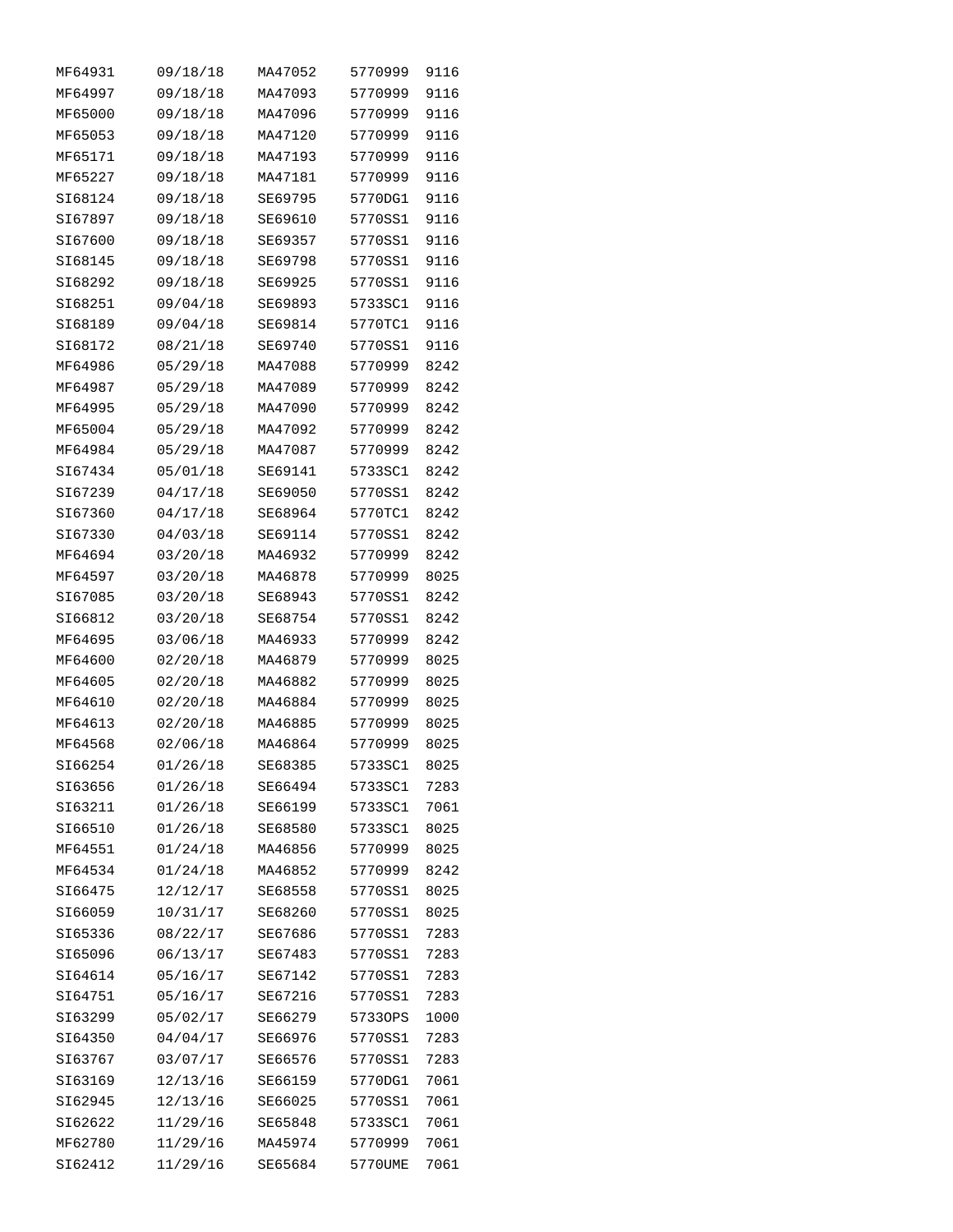| | | | | |
|---|---|---|---|---|
| MF64931 | 09/18/18 | MA47052 | 5770999 | 9116 |
| MF64997 | 09/18/18 | MA47093 | 5770999 | 9116 |
| MF65000 | 09/18/18 | MA47096 | 5770999 | 9116 |
| MF65053 | 09/18/18 | MA47120 | 5770999 | 9116 |
| MF65171 | 09/18/18 | MA47193 | 5770999 | 9116 |
| MF65227 | 09/18/18 | MA47181 | 5770999 | 9116 |
| SI68124 | 09/18/18 | SE69795 | 5770DG1 | 9116 |
| SI67897 | 09/18/18 | SE69610 | 5770SS1 | 9116 |
| SI67600 | 09/18/18 | SE69357 | 5770SS1 | 9116 |
| SI68145 | 09/18/18 | SE69798 | 5770SS1 | 9116 |
| SI68292 | 09/18/18 | SE69925 | 5770SS1 | 9116 |
| SI68251 | 09/04/18 | SE69893 | 5733SC1 | 9116 |
| SI68189 | 09/04/18 | SE69814 | 5770TC1 | 9116 |
| SI68172 | 08/21/18 | SE69740 | 5770SS1 | 9116 |
| MF64986 | 05/29/18 | MA47088 | 5770999 | 8242 |
| MF64987 | 05/29/18 | MA47089 | 5770999 | 8242 |
| MF64995 | 05/29/18 | MA47090 | 5770999 | 8242 |
| MF65004 | 05/29/18 | MA47092 | 5770999 | 8242 |
| MF64984 | 05/29/18 | MA47087 | 5770999 | 8242 |
| SI67434 | 05/01/18 | SE69141 | 5733SC1 | 8242 |
| SI67239 | 04/17/18 | SE69050 | 5770SS1 | 8242 |
| SI67360 | 04/17/18 | SE68964 | 5770TC1 | 8242 |
| SI67330 | 04/03/18 | SE69114 | 5770SS1 | 8242 |
| MF64694 | 03/20/18 | MA46932 | 5770999 | 8242 |
| MF64597 | 03/20/18 | MA46878 | 5770999 | 8025 |
| SI67085 | 03/20/18 | SE68943 | 5770SS1 | 8242 |
| SI66812 | 03/20/18 | SE68754 | 5770SS1 | 8242 |
| MF64695 | 03/06/18 | MA46933 | 5770999 | 8242 |
| MF64600 | 02/20/18 | MA46879 | 5770999 | 8025 |
| MF64605 | 02/20/18 | MA46882 | 5770999 | 8025 |
| MF64610 | 02/20/18 | MA46884 | 5770999 | 8025 |
| MF64613 | 02/20/18 | MA46885 | 5770999 | 8025 |
| MF64568 | 02/06/18 | MA46864 | 5770999 | 8025 |
| SI66254 | 01/26/18 | SE68385 | 5733SC1 | 8025 |
| SI63656 | 01/26/18 | SE66494 | 5733SC1 | 7283 |
| SI63211 | 01/26/18 | SE66199 | 5733SC1 | 7061 |
| SI66510 | 01/26/18 | SE68580 | 5733SC1 | 8025 |
| MF64551 | 01/24/18 | MA46856 | 5770999 | 8025 |
| MF64534 | 01/24/18 | MA46852 | 5770999 | 8242 |
| SI66475 | 12/12/17 | SE68558 | 5770SS1 | 8025 |
| SI66059 | 10/31/17 | SE68260 | 5770SS1 | 8025 |
| SI65336 | 08/22/17 | SE67686 | 5770SS1 | 7283 |
| SI65096 | 06/13/17 | SE67483 | 5770SS1 | 7283 |
| SI64614 | 05/16/17 | SE67142 | 5770SS1 | 7283 |
| SI64751 | 05/16/17 | SE67216 | 5770SS1 | 7283 |
| SI63299 | 05/02/17 | SE66279 | 5733OPS | 1000 |
| SI64350 | 04/04/17 | SE66976 | 5770SS1 | 7283 |
| SI63767 | 03/07/17 | SE66576 | 5770SS1 | 7283 |
| SI63169 | 12/13/16 | SE66159 | 5770DG1 | 7061 |
| SI62945 | 12/13/16 | SE66025 | 5770SS1 | 7061 |
| SI62622 | 11/29/16 | SE65848 | 5733SC1 | 7061 |
| MF62780 | 11/29/16 | MA45974 | 5770999 | 7061 |
| SI62412 | 11/29/16 | SE65684 | 5770UME | 7061 |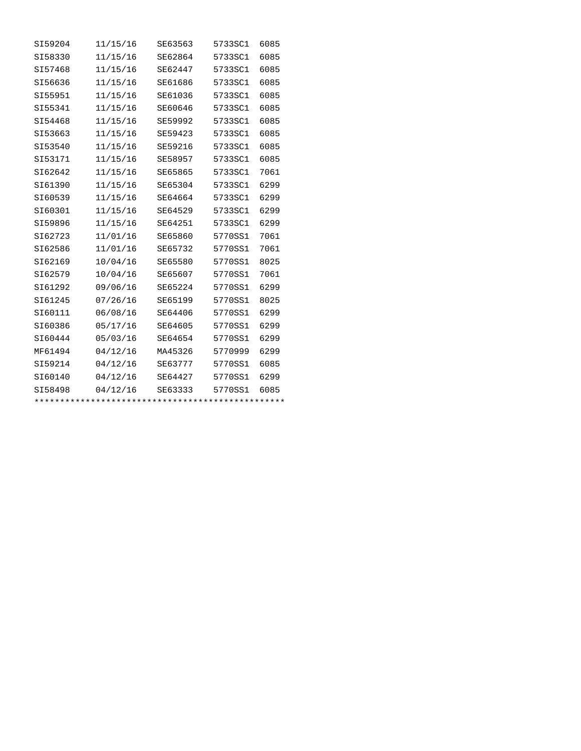| | | | | |
|---|---|---|---|---|
| SI59204 | 11/15/16 | SE63563 | 5733SC1 | 6085 |
| SI58330 | 11/15/16 | SE62864 | 5733SC1 | 6085 |
| SI57468 | 11/15/16 | SE62447 | 5733SC1 | 6085 |
| SI56636 | 11/15/16 | SE61686 | 5733SC1 | 6085 |
| SI55951 | 11/15/16 | SE61036 | 5733SC1 | 6085 |
| SI55341 | 11/15/16 | SE60646 | 5733SC1 | 6085 |
| SI54468 | 11/15/16 | SE59992 | 5733SC1 | 6085 |
| SI53663 | 11/15/16 | SE59423 | 5733SC1 | 6085 |
| SI53540 | 11/15/16 | SE59216 | 5733SC1 | 6085 |
| SI53171 | 11/15/16 | SE58957 | 5733SC1 | 6085 |
| SI62642 | 11/15/16 | SE65865 | 5733SC1 | 7061 |
| SI61390 | 11/15/16 | SE65304 | 5733SC1 | 6299 |
| SI60539 | 11/15/16 | SE64664 | 5733SC1 | 6299 |
| SI60301 | 11/15/16 | SE64529 | 5733SC1 | 6299 |
| SI59896 | 11/15/16 | SE64251 | 5733SC1 | 6299 |
| SI62723 | 11/01/16 | SE65860 | 5770SS1 | 7061 |
| SI62586 | 11/01/16 | SE65732 | 5770SS1 | 7061 |
| SI62169 | 10/04/16 | SE65580 | 5770SS1 | 8025 |
| SI62579 | 10/04/16 | SE65607 | 5770SS1 | 7061 |
| SI61292 | 09/06/16 | SE65224 | 5770SS1 | 6299 |
| SI61245 | 07/26/16 | SE65199 | 5770SS1 | 8025 |
| SI60111 | 06/08/16 | SE64406 | 5770SS1 | 6299 |
| SI60386 | 05/17/16 | SE64605 | 5770SS1 | 6299 |
| SI60444 | 05/03/16 | SE64654 | 5770SS1 | 6299 |
| MF61494 | 04/12/16 | MA45326 | 5770999 | 6299 |
| SI59214 | 04/12/16 | SE63777 | 5770SS1 | 6085 |
| SI60140 | 04/12/16 | SE64427 | 5770SS1 | 6299 |
| SI58498 | 04/12/16 | SE63333 | 5770SS1 | 6085 |

*************************************************